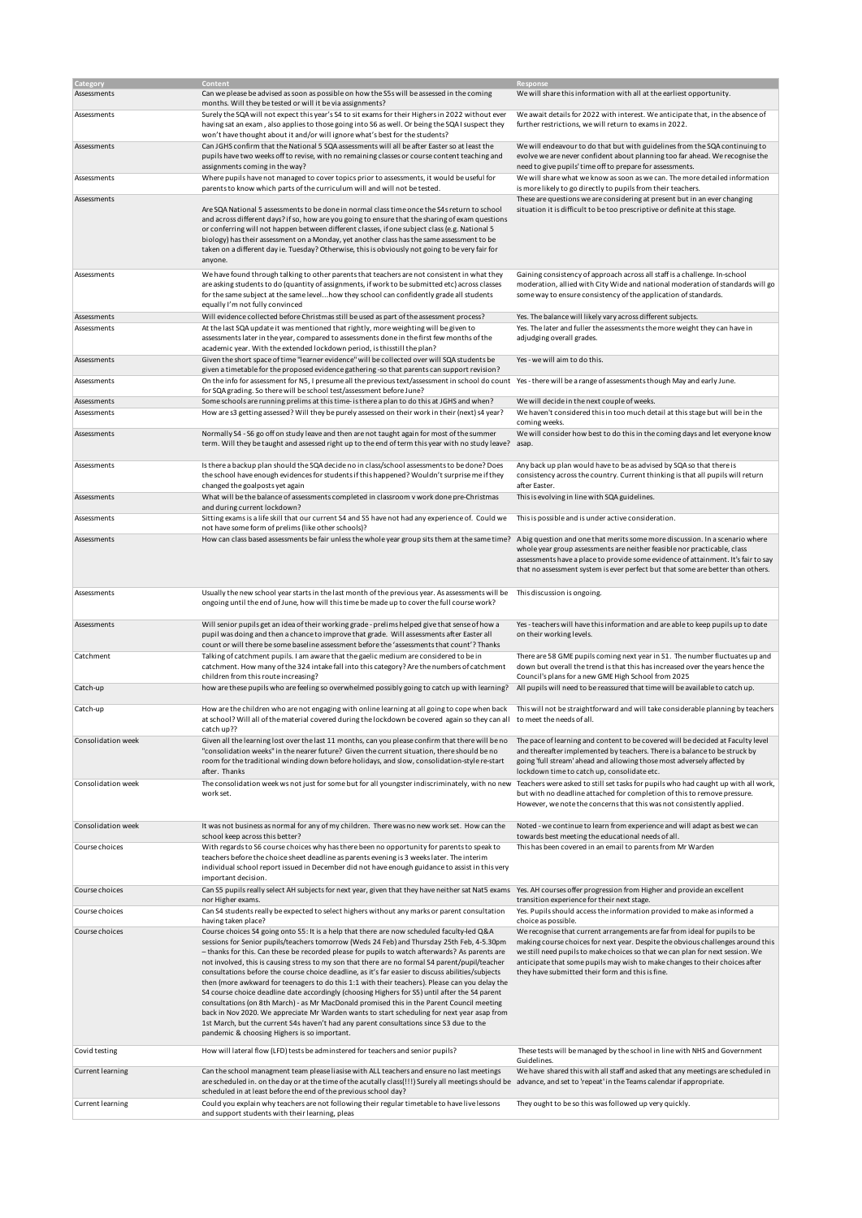| Category | Content | Response |
|---|---|---|
| Assessments | Can we please be advised as soon as possible on how the S5s will be assessed in the coming months. Will they be tested or will it be via assignments? | We will share this information with all at the earliest opportunity. |
| Assessments | Surely the SQA will not expect this year's S4 to sit exams for their Highers in 2022 without ever having sat an exam , also applies to those going into S6 as well. Or being the SQA I suspect they won't have thought about it and/or will ignore what's best for the students? | We await details for 2022 with interest. We anticipate that, in the absence of further restrictions, we will return to exams in 2022. |
| Assessments | Can JGHS confirm that the National 5 SQA assessments will all be after Easter so at least the pupils have two weeks off to revise, with no remaining classes or course content teaching and assignments coming in the way? | We will endeavour to do that but with guidelines from the SQA continuing to evolve we are never confident about planning too far ahead. We recognise the need to give pupils' time off to prepare for assessments. |
| Assessments | Where pupils have not managed to cover topics prior to assessments, it would be useful for parents to know which parts of the curriculum will and will not be tested. | We will share what we know as soon as we can. The more detailed information is more likely to go directly to pupils from their teachers. |
| Assessments | Are SQA National 5 assessments to be done in normal class time once the S4s return to school and across different days? if so, how are you going to ensure that the sharing of exam questions or conferring will not happen between different classes, if one subject class (e.g. National 5 biology) has their assessment on a Monday, yet another class has the same assessment to be taken on a different day ie. Tuesday? Otherwise, this is obviously not going to be very fair for anyone. | These are questions we are considering at present but in an ever changing situation it is difficult to be too prescriptive or definite at this stage. |
| Assessments | We have found through talking to other parents that teachers are not consistent in what they are asking students to do (quantity of assignments, if work to be submitted etc) across classes for the same subject at the same level...how they school can confidently grade all students equally I'm not fully convinced | Gaining consistency of approach across all staff is a challenge. In-school moderation, allied with City Wide and national moderation of standards will go some way to ensure consistency of the application of standards. |
| Assessments | Will evidence collected before Christmas still be used as part of the assessment process? | Yes. The balance will likely vary across different subjects. |
| Assessments | At the last SQA update it was mentioned that rightly, more weighting will be given to assessments later in the year, compared to assessments done in the first few months of the academic year. With the extended lockdown period, is thisstill the plan? | Yes. The later and fuller the assessments the more weight they can have in adjudging overall grades. |
| Assessments | Given the short space of time "learner evidence" will be collected over will SQA students be given a timetable for the proposed evidence gathering -so that parents can support revision? | Yes - we will aim to do this. |
| Assessments | On the info for assessment for N5, I presume all the previous text/assessment in school do count for SQA grading. So there will be school test/assessment before June? | Yes - there will be a range of assessments though May and early June. |
| Assessments | Some schools are running prelims at this time- is there a plan to do this at JGHS and when? | We will decide in the next couple of weeks. |
| Assessments | How are s3 getting assessed? Will they be purely assessed on their work in their (next) s4 year? | We haven't considered this in too much detail at this stage but will be in the coming weeks. |
| Assessments | Normally S4 - S6 go off on study leave and then are not taught again for most of the summer term. Will they be taught and assessed right up to the end of term this year with no study leave? | We will consider how best to do this in the coming days and let everyone know asap. |
| Assessments | Is there a backup plan should the SQA decide no in class/school assessments to be done? Does the school have enough evidences for students if this happened? Wouldn't surprise me if they changed the goalposts yet again | Any back up plan would have to be as advised by SQA so that there is consistency across the country. Current thinking is that all pupils will return after Easter. |
| Assessments | What will be the balance of assessments completed in classroom v work done pre-Christmas and during current lockdown? | This is evolving in line with SQA guidelines. |
| Assessments | Sitting exams is a life skill that our current S4 and S5 have not had any experience of. Could we not have some form of prelims (like other schools)? | This is possible and is under active consideration. |
| Assessments | How can class based assessments be fair unless the whole year group sits them at the same time? | A big question and one that merits some more discussion. In a scenario where whole year group assessments are neither feasible nor practicable, class assessments have a place to provide some evidence of attainment. It's fair to say that no assessment system is ever perfect but that some are better than others. |
| Assessments | Usually the new school year starts in the last month of the previous year. As assessments will be ongoing until the end of June, how will this time be made up to cover the full course work? | This discussion is ongoing. |
| Assessments | Will senior pupils get an idea of their working grade - prelims helped give that sense of how a pupil was doing and then a chance to improve that grade. Will assessments after Easter all count or will there be some baseline assessment before the 'assessments that count'? Thanks | Yes - teachers will have this information and are able to keep pupils up to date on their working levels. |
| Catchment | Talking of catchment pupils. I am aware that the gaelic medium are considered to be in catchment. How many of the 324 intake fall into this category? Are the numbers of catchment children from this route increasing? | There are 58 GME pupils coming next year in S1. The number fluctuates up and down but overall the trend is that this has increased over the years hence the Council's plans for a new GME High School from 2025 |
| Catch-up | how are these pupils who are feeling so overwhelmed possibly going to catch up with learning? | All pupils will need to be reassured that time will be available to catch up. |
| Catch-up | How are the children who are not engaging with online learning at all going to cope when back at school? Will all of the material covered during the lockdown be covered again so they can all catch up?? | This will not be straightforward and will take considerable planning by teachers to meet the needs of all. |
| Consolidation week | Given all the learning lost over the last 11 months, can you please confirm that there will be no "consolidation weeks" in the nearer future? Given the current situation, there should be no room for the traditional winding down before holidays, and slow, consolidation-style re-start after. Thanks | The pace of learning and content to be covered will be decided at Faculty level and thereafter implemented by teachers. There is a balance to be struck by going 'full stream' ahead and allowing those most adversely affected by lockdown time to catch up, consolidate etc. |
| Consolidation week | The consolidation week ws not just for some but for all youngster indiscriminately, with no new work set. | Teachers were asked to still set tasks for pupils who had caught up with all work, but with no deadline attached for completion of this to remove pressure. However, we note the concerns that this was not consistently applied. |
| Consolidation week | It was not business as normal for any of my children. There was no new work set. How can the school keep across this better? | Noted - we continue to learn from experience and will adapt as best we can towards best meeting the educational needs of all. |
| Course choices | With regards to S6 course choices why has there been no opportunity for parents to speak to teachers before the choice sheet deadline as parents evening is 3 weeks later. The interim individual school report issued in December did not have enough guidance to assist in this very important decision. | This has been covered in an email to parents from Mr Warden |
| Course choices | Can S5 pupils really select AH subjects for next year, given that they have neither sat Nat5 exams nor Higher exams. | Yes. AH courses offer progression from Higher and provide an excellent transition experience for their next stage. |
| Course choices | Can S4 students really be expected to select highers without any marks or parent consultation having taken place? | Yes. Pupils should access the information provided to make as informed a choice as possible. |
| Course choices | Course choices S4 going onto S5: It is a help that there are now scheduled faculty-led Q&A sessions for Senior pupils/teachers tomorrow (Weds 24 Feb) and Thursday 25th Feb, 4-5.30pm – thanks for this. Can these be recorded please for pupils to watch afterwards? As parents are not involved, this is causing stress to my son that there are no formal S4 parent/pupil/teacher consultations before the course choice deadline, as it's far easier to discuss abilities/subjects then (more awkward for teenagers to do this 1:1 with their teachers). Please can you delay the S4 course choice deadline date accordingly (choosing Highers for S5) until after the S4 parent consultations (on 8th March) - as Mr MacDonald promised this in the Parent Council meeting back in Nov 2020. We appreciate Mr Warden wants to start scheduling for next year asap from 1st March, but the current S4s haven't had any parent consultations since S3 due to the pandemic & choosing Highers is so important. | We recognise that current arrangements are far from ideal for pupils to be making course choices for next year. Despite the obvious challenges around this we still need pupils to make choices so that we can plan for next session. We anticipate that some pupils may wish to make changes to their choices after they have submitted their form and this is fine. |
| Covid testing | How will lateral flow (LFD) tests be adminstered for teachers and senior pupils? | These tests will be managed by the school in line with NHS and Government Guidelines. |
| Current learning | Can the school management team please liaise with ALL teachers and ensure no last meetings are scheduled in. on the day or at the time of the acutally class(!!!) Surely all meetings should be scheduled in at least before the end of the previous school day? | We have shared this with all staff and asked that any meetings are scheduled in advance, and set to 'repeat' in the Teams calendar if appropriate. |
| Current learning | Could you explain why teachers are not following their regular timetable to have live lessons and support students with their learning, pleas | They ought to be so this was followed up very quickly. |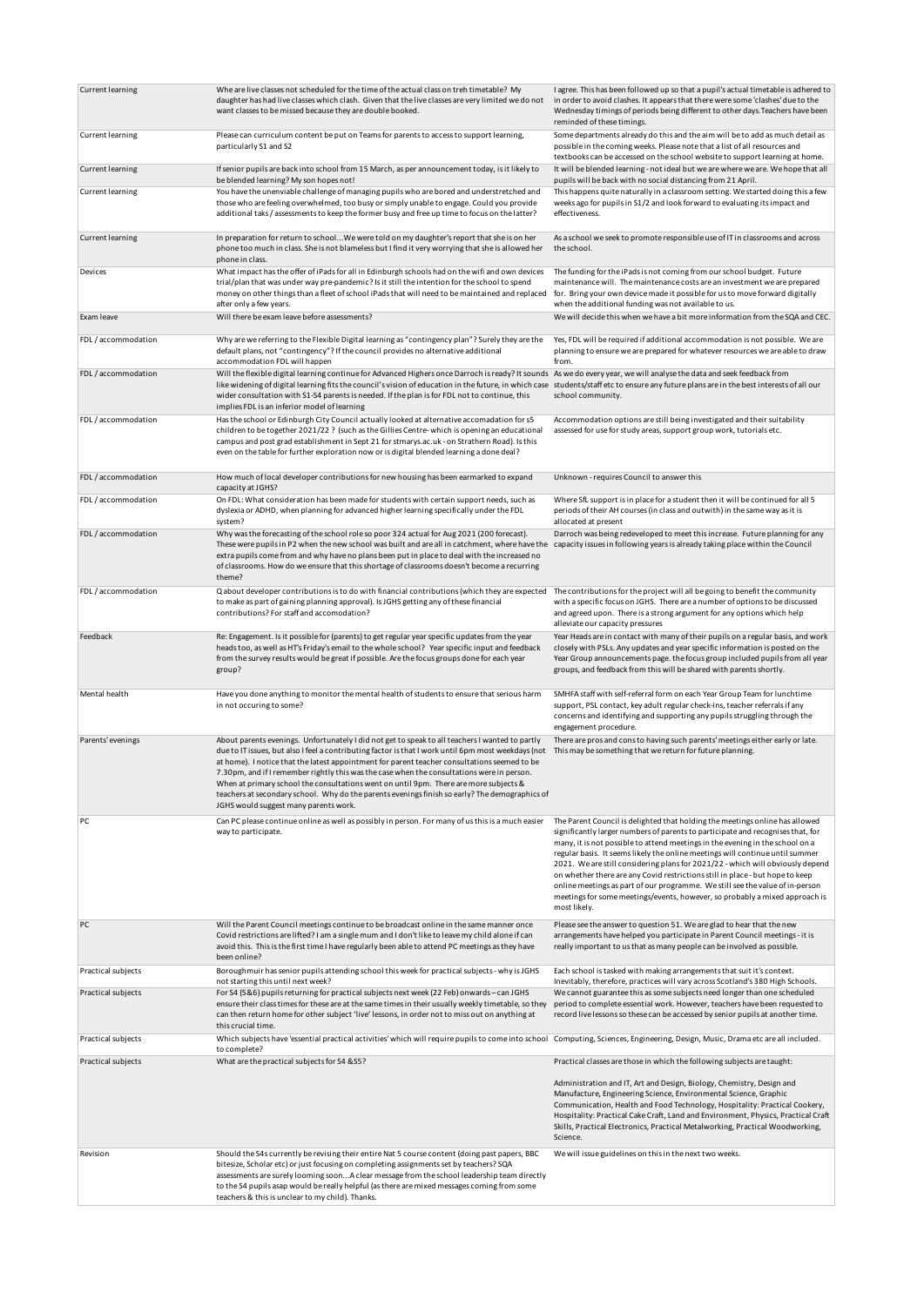| | | |
|---|---|---|
| Current learning | Whe are live classes not scheduled for the time of the actual class on treh timetable? My daughter has had live classes which clash. Given that the live classes are very limited we do not want classes to be missed because they are double booked. | I agree. This has been followed up so that a pupil's actual timetable is adhered to in order to avoid clashes. It appears that there were some 'clashes' due to the Wednesday timings of periods being different to other days.Teachers have been reminded of these timings. |
| Current learning | Please can curriculum content be put on Teams for parents to access to support learning, particularly S1 and S2 | Some departments already do this and the aim will be to add as much detail as possible in the coming weeks. Please note that a list of all resources and textbooks can be accessed on the school website to support learning at home. |
| Current learning | If senior pupils are back into school from 15 March, as per announcement today, is it likely to be blended learning? My son hopes not! | It will be blended learning - not ideal but we are where we are. We hope that all pupils will be back with no social distancing from 21 April. |
| Current learning | You have the unenviable challenge of managing pupils who are bored and understretched and those who are feeling overwhelmed, too busy or simply unable to engage. Could you provide additional taks / assessments to keep the former busy and free up time to focus on the latter? | This happens quite naturally in a classroom setting. We started doing this a few weeks ago for pupils in S1/2 and look forward to evaluating its impact and effectiveness. |
| Current learning | In preparation for return to school...We were told on my daughter's report that she is on her phone too much in class. She is not blameless but I find it very worrying that she is allowed her phone in class. | As a school we seek to promote responsible use of IT in classrooms and across the school. |
| Devices | What impact has the offer of iPads for all in Edinburgh schools had on the wifi and own devices trial/plan that was under way pre-pandemic? Is it still the intention for the school to spend money on other things than a fleet of school iPads that will need to be maintained and replaced after only a few years. | The funding for the iPads is not coming from our school budget. Future maintenance will. The maintenance costs are an investment we are prepared for. Bring your own device made it possible for us to move forward digitally when the additional funding was not available to us. |
| Exam leave | Will there be exam leave before assessments? | We will decide this when we have a bit more information from the SQA and CEC. |
| FDL / accommodation | Why are we referring to the Flexible Digital learning as "contingency plan"? Surely they are the default plans, not "contingency"? If the council provides no alternative additional accommodation FDL will happen | Yes, FDL will be required if additional accommodation is not possible. We are planning to ensure we are prepared for whatever resources we are able to draw from. |
| FDL / accommodation | Will the flexible digital learning continue for Advanced Highers once Darroch is ready? It sounds like widening of digital learning fits the council's vision of education in the future, in which case wider consultation with S1-S4 parents is needed. If the plan is for FDL not to continue, this implies FDL is an inferior model of learning | As we do every year, we will analyse the data and seek feedback from students/staff etc to ensure any future plans are in the best interests of all our school community. |
| FDL / accommodation | Has the school or Edinburgh City Council actually looked at alternative accomadation for s5 children to be together 2021/22 ? (such as the Gillies Centre- which is opening an educational campus and post grad establishment in Sept 21 for stmarys.ac.uk - on Strathern Road). Is this even on the table for further exploration now or is digital blended learning a done deal? | Accommodation options are still being investigated and their suitability assessed for use for study areas, support group work, tutorials etc. |
| FDL / accommodation | How much of local developer contributions for new housing has been earmarked to expand capacity at JGHS? | Unknown - requires Council to answer this |
| FDL / accommodation | On FDL: What consideration has been made for students with certain support needs, such as dyslexia or ADHD, when planning for advanced higher learning specifically under the FDL system? | Where SfL support is in place for a student then it will be continued for all 5 periods of their AH courses (in class and outwith) in the same way as it is allocated at present |
| FDL / accommodation | Why was the forecasting of the school role so poor 324 actual for Aug 2021 (200 forecast). These were pupils in P2 when the new school was built and are all in catchment, where have the extra pupils come from and why have no plans been put in place to deal with the increased no of classrooms. How do we ensure that this shortage of classrooms doesn't become a recurring theme? | Darroch was being redeveloped to meet this increase. Future planning for any capacity issues in following years is already taking place within the Council |
| FDL / accommodation | Q about developer contributions is to do with financial contributions (which they are expected to make as part of gaining planning approval). Is JGHS getting any of these financial contributions? For staff and accomodation? | The contributions for the project will all be going to benefit the community with a specific focus on JGHS. There are a number of options to be discussed and agreed upon. There is a strong argument for any options which help alleviate our capacity pressures |
| Feedback | Re: Engagement. Is it possible for (parents) to get regular year specific updates from the year heads too, as well as HT's Friday's email to the whole school? Year specific input and feedback from the survey results would be great if possible. Are the focus groups done for each year group? | Year Heads are in contact with many of their pupils on a regular basis, and work closely with PSLs. Any updates and year specific information is posted on the Year Group announcements page. the focus group included pupils from all year groups, and feedback from this will be shared with parents shortly. |
| Mental health | Have you done anything to monitor the mental health of students to ensure that serious harm in not occuring to some? | SMHFA staff with self-referral form on each Year Group Team for lunchtime support, PSL contact, key adult regular check-ins, teacher referrals if any concerns and identifying and supporting any pupils struggling through the engagement procedure. |
| Parents' evenings | About parents evenings. Unfortunately I did not get to speak to all teachers I wanted to partly due to IT issues, but also I feel a contributing factor is that I work until 6pm most weekdays (not at home). I notice that the latest appointment for parent teacher consultations seemed to be 7.30pm, and if I remember rightly this was the case when the consultations were in person. When at primary school the consultations went on until 9pm. There are more subjects & teachers at secondary school. Why do the parents evenings finish so early? The demographics of JGHS would suggest many parents work. | There are pros and cons to having such parents' meetings either early or late. This may be something that we return for future planning. |
| PC | Can PC please continue online as well as possibly in person. For many of us this is a much easier way to participate. | The Parent Council is delighted that holding the meetings online has allowed significantly larger numbers of parents to participate and recognises that, for many, it is not possible to attend meetings in the evening in the school on a regular basis. It seems likely the online meetings will continue until summer 2021. We are still considering plans for 2021/22 - which will obviously depend on whether there are any Covid restrictions still in place - but hope to keep online meetings as part of our programme. We still see the value of in-person meetings for some meetings/events, however, so probably a mixed approach is most likely. |
| PC | Will the Parent Council meetings continue to be broadcast online in the same manner once Covid restrictions are lifted? I am a single mum and I don't like to leave my child alone if can avoid this. This is the first time I have regularly been able to attend PC meetings as they have been online? | Please see the answer to question 51. We are glad to hear that the new arrangements have helped you participate in Parent Council meetings - it is really important to us that as many people can be involved as possible. |
| Practical subjects | Boroughmuir has senior pupils attending school this week for practical subjects - why is JGHS not starting this until next week? | Each school is tasked with making arrangements that suit it's context. Inevitably, therefore, practices will vary across Scotland's 380 High Schools. |
| Practical subjects | For S4 (5&6) pupils returning for practical subjects next week (22 Feb) onwards – can JGHS ensure their class times for these are at the same times in their usually weekly timetable, so they can then return home for other subject 'live' lessons, in order not to miss out on anything at this crucial time. | We cannot guarantee this as some subjects need longer than one scheduled period to complete essential work. However, teachers have been requested to record live lessons so these can be accessed by senior pupils at another time. |
| Practical subjects | Which subjects have 'essential practical activities' which will require pupils to come into school to complete? | Computing, Sciences, Engineering, Design, Music, Drama etc are all included. |
| Practical subjects | What are the practical subjects for S4 &S5? | Practical classes are those in which the following subjects are taught:<br><br>Administration and IT, Art and Design, Biology, Chemistry, Design and Manufacture, Engineering Science, Environmental Science, Graphic Communication, Health and Food Technology, Hospitality: Practical Cookery, Hospitality: Practical Cake Craft, Land and Environment, Physics, Practical Craft Skills, Practical Electronics, Practical Metalworking, Practical Woodworking, Science. |
| Revision | Should the S4s currently be revising their entire Nat 5 course content (doing past papers, BBC bitesize, Scholar etc) or just focusing on completing assignments set by teachers? SQA assessments are surely looming soon...A clear message from the school leadership team directly to the S4 pupils asap would be really helpful (as there are mixed messages coming from some teachers & this is unclear to my child). Thanks. | We will issue guidelines on this in the next two weeks. |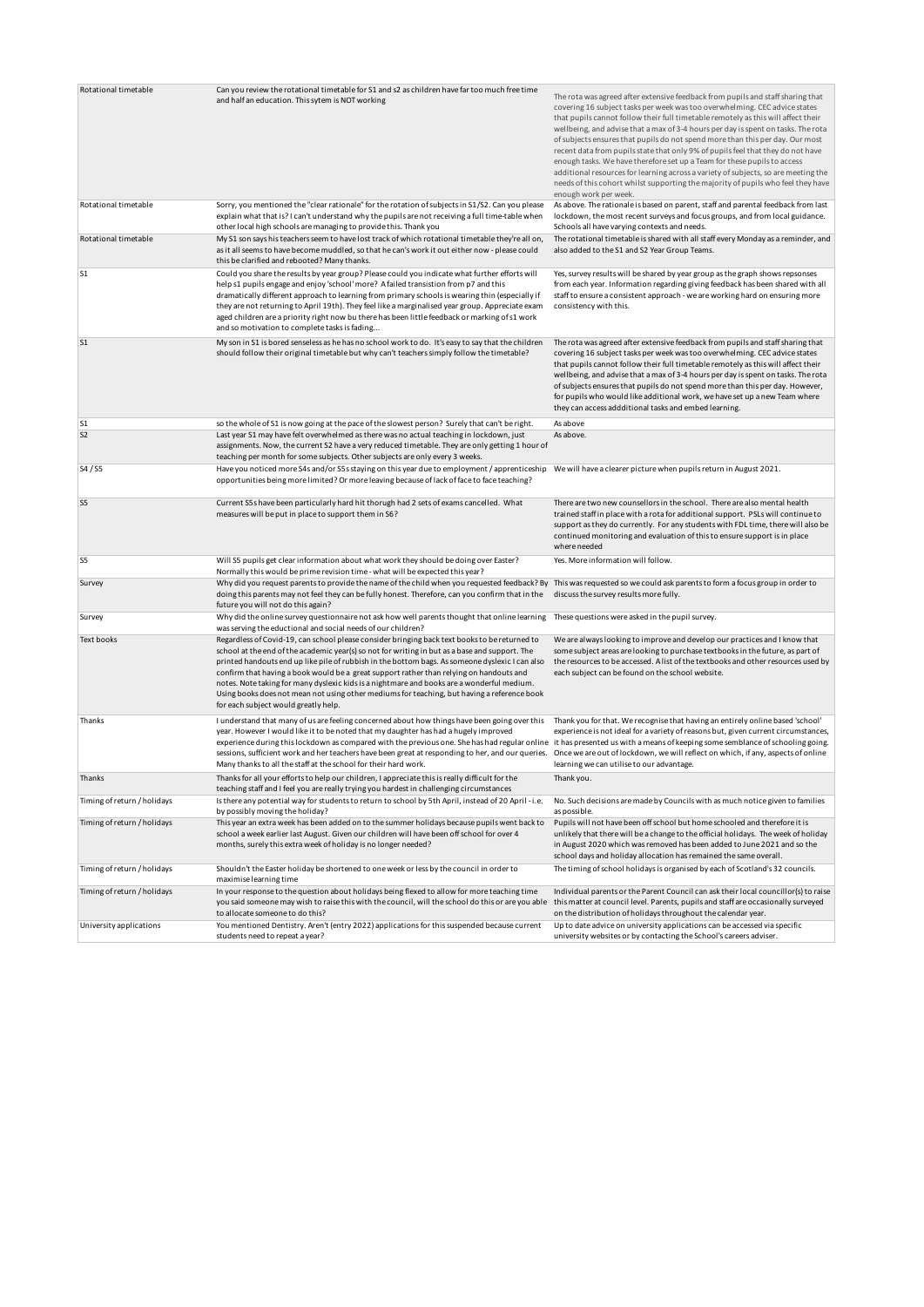| | | |
|---|---|---|
| Rotational timetable | Can you review the rotational timetable for S1 and s2 as children have far too much free time and half an education. This sytem is NOT working | The rota was agreed after extensive feedback from pupils and staff sharing that covering 16 subject tasks per week was too overwhelming. CEC advice states that pupils cannot follow their full timetable remotely as this will affect their wellbeing, and advise that a max of 3-4 hours per day is spent on tasks. The rota of subjects ensures that pupils do not spend more than this per day. Our most recent data from pupils state that only 9% of pupils feel that they do not have enough tasks. We have therefore set up a Team for these pupils to access additional resources for learning across a variety of subjects, so are meeting the needs of this cohort whilst supporting the majority of pupils who feel they have enough work per week. |
| Rotational timetable | Sorry, you mentioned the "clear rationale" for the rotation of subjects in S1/S2. Can you please explain what that is? I can't understand why the pupils are not receiving a full time-table when other local high schools are managing to provide this. Thank you | As above. The rationale is based on parent, staff and parental feedback from last lockdown, the most recent surveys and focus groups, and from local guidance. Schools all have varying contexts and needs. |
| Rotational timetable | My S1 son says his teachers seem to have lost track of which rotational timetable they're all on, as it all seems to have become muddled, so that he can't work it out either now - please could this be clarified and rebooted? Many thanks. | The rotational timetable is shared with all staff every Monday as a reminder, and also added to the S1 and S2 Year Group Teams. |
| S1 | Could you share the results by year group? Please could you indicate what further efforts will help s1 pupils engage and enjoy 'school' more? A failed transistion from p7 and this dramatically different approach to learning from primary schools is wearing thin (especially if they are not returning to April 19th). They feel like a marginalised year group. Appreciate exam aged children are a priority right now bu there has been little feedback or marking of s1 work and so motivation to complete tasks is fading... | Yes, survey results will be shared by year group as the graph shows repsonses from each year. Information regarding giving feedback has been shared with all staff to ensure a consistent approach - we are working hard on ensuring more consistency with this. |
| S1 | My son in S1 is bored senseless as he has no school work to do. It's easy to say that the children should follow their original timetable but why can't teachers simply follow the timetable? | The rota was agreed after extensive feedback from pupils and staff sharing that covering 16 subject tasks per week was too overwhelming. CEC advice states that pupils cannot follow their full timetable remotely as this will affect their wellbeing, and advise that a max of 3-4 hours per day is spent on tasks. The rota of subjects ensures that pupils do not spend more than this per day. However, for pupils who would like additional work, we have set up a new Team where they can access addditional tasks and embed learning. |
| S1 | so the whole of S1 is now going at the pace of the slowest person? Surely that can't be right. | As above |
| S2 | Last year S1 may have felt overwhelmed as there was no actual teaching in lockdown, just assignments. Now, the current S2 have a very reduced timetable. They are only getting 1 hour of teaching per month for some subjects. Other subjects are only every 3 weeks. | As above. |
| S4 / S5 | Have you noticed more S4s and/or S5s staying on this year due to employment / apprenticeship opportunities being more limited? Or more leaving because of lack of face to face teaching? | We will have a clearer picture when pupils return in August 2021. |
| S5 | Current S5s have been particularly hard hit thorugh had 2 sets of exams cancelled. What measures will be put in place to support them in S6? | There are two new counsellors in the school. There are also mental health trained staff in place with a rota for additional support. PSLs will continue to support as they do currently. For any students with FDL time, there will also be continued monitoring and evaluation of this to ensure support is in place where needed |
| S5 | Will S5 pupils get clear information about what work they should be doing over Easter? Normally this would be prime revision time - what will be expected this year? | Yes. More information will follow. |
| Survey | Why did you request parents to provide the name of the child when you requested feedback? By doing this parents may not feel they can be fully honest. Therefore, can you confirm that in the future you will not do this again? | This was requested so we could ask parents to form a focus group in order to discuss the survey results more fully. |
| Survey | Why did the online survey questionnaire not ask how well parents thought that online learning was serving the eductional and social needs of our children? | These questions were asked in the pupil survey. |
| Text books | Regardless of Covid-19, can school please consider bringing back text books to be returned to school at the end of the academic year(s) so not for writing in but as a base and support. The printed handouts end up like pile of rubbish in the bottom bags. As someone dyslexic I can also confirm that having a book would be a great support rather than relying on handouts and notes. Note taking for many dyslexic kids is a nightmare and books are a wonderful medium. Using books does not mean not using other mediums for teaching, but having a reference book for each subject would greatly help. | We are always looking to improve and develop our practices and I know that some subject areas are looking to purchase textbooks in the future, as part of the resources to be accessed. A list of the textbooks and other resources used by each subject can be found on the school website. |
| Thanks | I understand that many of us are feeling concerned about how things have been going over this year. However I would like it to be noted that my daughter has had a hugely improved experience during this lockdown as compared with the previous one. She has had regular online sessions, sufficient work and her teachers have been great at responding to her, and our queries. Many thanks to all the staff at the school for their hard work. | Thank you for that. We recognise that having an entirely online based 'school' experience is not ideal for a variety of reasons but, given current circumstances, it has presented us with a means of keeping some semblance of schooling going. Once we are out of lockdown, we will reflect on which, if any, aspects of online learning we can utilise to our advantage. |
| Thanks | Thanks for all your efforts to help our children, I appreciate this is really difficult for the teaching staff and I feel you are really trying you hardest in challenging circumstances | Thank you. |
| Timing of return / holidays | Is there any potential way for students to return to school by 5th April, instead of 20 April - i.e. by possibly moving the holiday? | No. Such decisions are made by Councils with as much notice given to families as possible. |
| Timing of return / holidays | This year an extra week has been added on to the summer holidays because pupils went back to school a week earlier last August. Given our children will have been off school for over 4 months, surely this extra week of holiday is no longer needed? | Pupils will not have been off school but home schooled and therefore it is unlikely that there will be a change to the official holidays. The week of holiday in August 2020 which was removed has been added to June 2021 and so the school days and holiday allocation has remained the same overall. |
| Timing of return / holidays | Shouldn't the Easter holiday be shortened to one week or less by the council in order to maximise learning time | The timing of school holidays is organised by each of Scotland's 32 councils. |
| Timing of return / holidays | In your response to the question about holidays being flexed to allow for more teaching time you said someone may wish to raise this with the council, will the school do this or are you able to allocate someone to do this? | Individual parents or the Parent Council can ask their local councillor(s) to raise this matter at council level. Parents, pupils and staff are occasionally surveyed on the distribution of holidays throughout the calendar year. |
| University applications | You mentioned Dentistry. Aren't (entry 2022) applications for this suspended because current students need to repeat a year? | Up to date advice on university applications can be accessed via specific university websites or by contacting the School's careers adviser. |